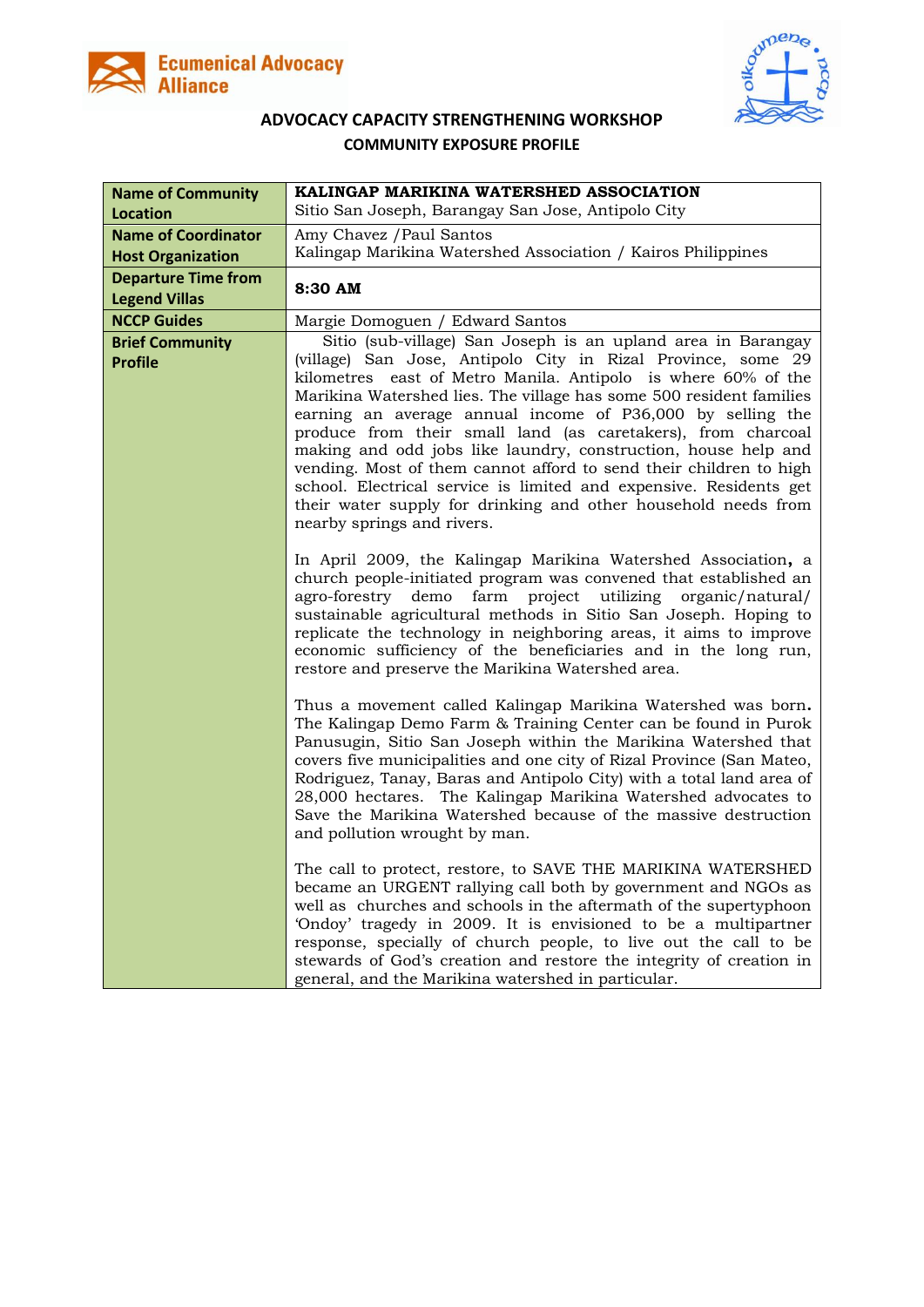Ecumenical Advocacy Alliance

## ADVOCACY CAPACITY STRENGTHENING WORKSHOP

### COMMUNITY EXPOSURE PROFILE

| | |
|---|---|
| **Name of Community**<br>**Location** | **KALINGAP MARIKINA WATERSHED ASSOCIATION**<br>Sitio San Joseph, Barangay San Jose, Antipolo City |
| **Name of Coordinator**<br>**Host Organization** | Amy Chavez /Paul Santos<br>Kalingap Marikina Watershed Association / Kairos Philippines |
| **Departure Time from Legend Villas** | **8:30 AM** |
| **NCCP Guides** | Margie Domoguen / Edward Santos |
| **Brief Community Profile** | Sitio (sub-village) San Joseph is an upland area in Barangay (village) San Jose, Antipolo City in Rizal Province, some 29 kilometres east of Metro Manila. Antipolo is where 60% of the Marikina Watershed lies. The village has some 500 resident families earning an average annual income of P36,000 by selling the produce from their small land (as caretakers), from charcoal making and odd jobs like laundry, construction, house help and vending. Most of them cannot afford to send their children to high school. Electrical service is limited and expensive. Residents get their water supply for drinking and other household needs from nearby springs and rivers.<br><br>In April 2009, the Kalingap Marikina Watershed Association**,** a church people-initiated program was convened that established an agro-forestry demo farm project utilizing organic/natural/ sustainable agricultural methods in Sitio San Joseph. Hoping to replicate the technology in neighboring areas, it aims to improve economic sufficiency of the beneficiaries and in the long run, restore and preserve the Marikina Watershed area.<br><br>Thus a movement called Kalingap Marikina Watershed was born**.** The Kalingap Demo Farm & Training Center can be found in Purok Panusugin, Sitio San Joseph within the Marikina Watershed that covers five municipalities and one city of Rizal Province (San Mateo, Rodriguez, Tanay, Baras and Antipolo City) with a total land area of 28,000 hectares. The Kalingap Marikina Watershed advocates to Save the Marikina Watershed because of the massive destruction and pollution wrought by man.<br><br>The call to protect, restore, to SAVE THE MARIKINA WATERSHED became an URGENT rallying call both by government and NGOs as well as churches and schools in the aftermath of the supertyphoon 'Ondoy' tragedy in 2009. It is envisioned to be a multipartner response, specially of church people, to live out the call to be stewards of God's creation and restore the integrity of creation in general, and the Marikina watershed in particular. |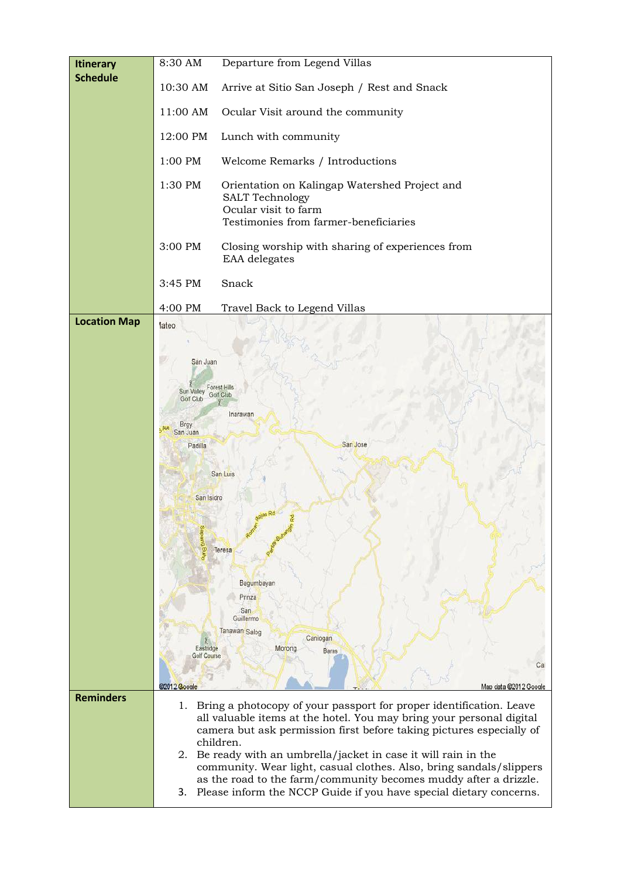| | |
|---|---|
| **Itinerary Schedule** | 8:30 AM Departure from Legend Villas<br><br>10:30 AM Arrive at Sitio San Joseph / Rest and Snack<br><br>11:00 AM Ocular Visit around the community<br><br>12:00 PM Lunch with community<br><br>1:00 PM Welcome Remarks / Introductions<br><br>1:30 PM Orientation on Kalingap Watershed Project and SALT Technology<br>Ocular visit to farm<br>Testimonies from farmer-beneficiaries<br><br>3:00 PM Closing worship with sharing of experiences from EAA delegates<br><br>3:45 PM Snack<br><br>4:00 PM Travel Back to Legend Villas |
| **Location Map** | Mateo<br>San Juan<br>Sun Valley Golf Club<br>Forest Hills Golf Club<br>Inarawan<br>Brgy San Juan<br>Padilla<br>San Jose<br>San Luis<br>San Isidro<br>Roman Rojas Rd<br>Pantay Buhangin Rd<br>Sapang Buho<br>Teresa<br>Bagumbayan<br>Prinza<br>San Guillermo<br>Tanawan Salog<br>Caniogan<br>Eastridge Golf Course<br>Morong<br>Baras<br>Ca<br>©2012 Google<br>Map data ©2012 Google |
| **Reminders** | 1. Bring a photocopy of your passport for proper identification. Leave all valuable items at the hotel. You may bring your personal digital camera but ask permission first before taking pictures especially of children.<br>2. Be ready with an umbrella/jacket in case it will rain in the community. Wear light, casual clothes. Also, bring sandals/slippers as the road to the farm/community becomes muddy after a drizzle.<br>3. Please inform the NCCP Guide if you have special dietary concerns. |